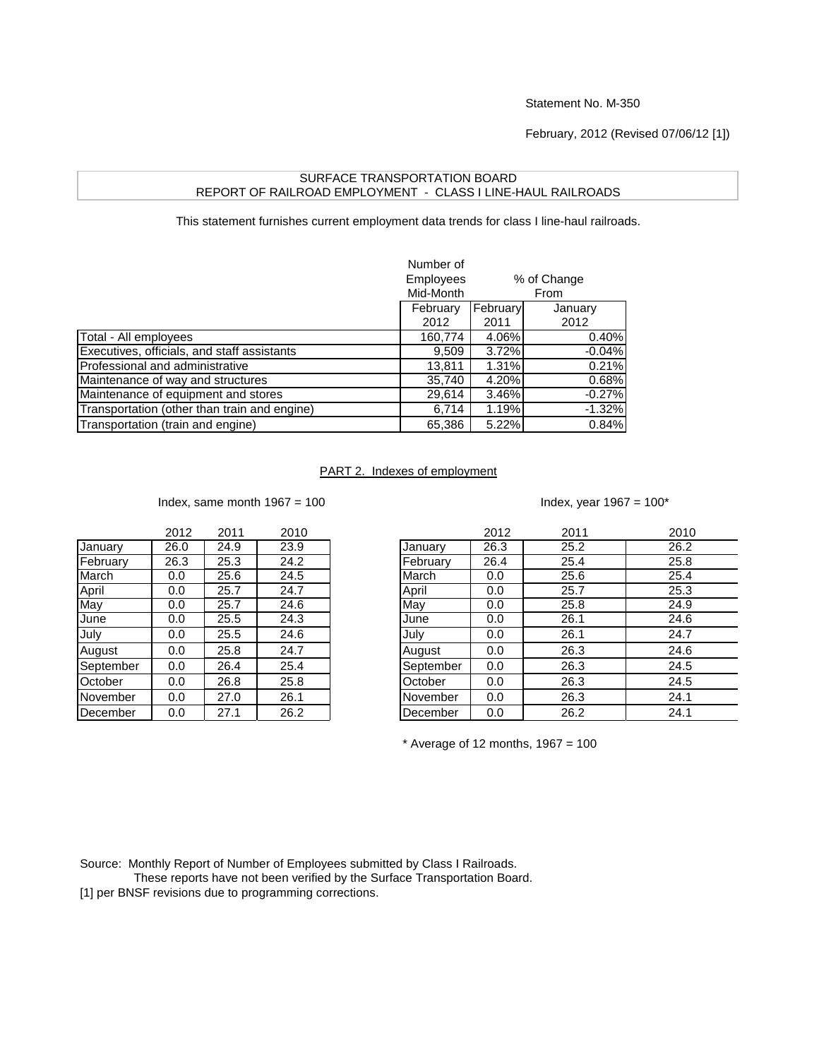Statement No. M-350

February, 2012 (Revised 07/06/12 [1])

# SURFACE TRANSPORTATION BOARD
## REPORT OF RAILROAD EMPLOYMENT - CLASS I LINE-HAUL RAILROADS

This statement furnishes current employment data trends for class I line-haul railroads.

| | Number of Employees Mid-Month | % of Change From | |
|---|---|---|---|
| | February 2012 | February 2011 | January 2012 |
| Total - All employees | 160,774 | 4.06% | 0.40% |
| Executives, officials, and staff assistants | 9,509 | 3.72% | -0.04% |
| Professional and administrative | 13,811 | 1.31% | 0.21% |
| Maintenance of way and structures | 35,740 | 4.20% | 0.68% |
| Maintenance of equipment and stores | 29,614 | 3.46% | -0.27% |
| Transportation (other than train and engine) | 6,714 | 1.19% | -1.32% |
| Transportation (train and engine) | 65,386 | 5.22% | 0.84% |

PART 2. Indexes of employment

Index, same month 1967 = 100

| | 2012 | 2011 | 2010 |
|---|---|---|---|
| January | 26.0 | 24.9 | 23.9 |
| February | 26.3 | 25.3 | 24.2 |
| March | 0.0 | 25.6 | 24.5 |
| April | 0.0 | 25.7 | 24.7 |
| May | 0.0 | 25.7 | 24.6 |
| June | 0.0 | 25.5 | 24.3 |
| July | 0.0 | 25.5 | 24.6 |
| August | 0.0 | 25.8 | 24.7 |
| September | 0.0 | 26.4 | 25.4 |
| October | 0.0 | 26.8 | 25.8 |
| November | 0.0 | 27.0 | 26.1 |
| December | 0.0 | 27.1 | 26.2 |

Index, year 1967 = 100*

| | 2012 | 2011 | 2010 |
|---|---|---|---|
| January | 26.3 | 25.2 | 26.2 |
| February | 26.4 | 25.4 | 25.8 |
| March | 0.0 | 25.6 | 25.4 |
| April | 0.0 | 25.7 | 25.3 |
| May | 0.0 | 25.8 | 24.9 |
| June | 0.0 | 26.1 | 24.6 |
| July | 0.0 | 26.1 | 24.7 |
| August | 0.0 | 26.3 | 24.6 |
| September | 0.0 | 26.3 | 24.5 |
| October | 0.0 | 26.3 | 24.5 |
| November | 0.0 | 26.3 | 24.1 |
| December | 0.0 | 26.2 | 24.1 |

* Average of 12 months, 1967 = 100

Source: Monthly Report of Number of Employees submitted by Class I Railroads.
These reports have not been verified by the Surface Transportation Board.

[1] per BNSF revisions due to programming corrections.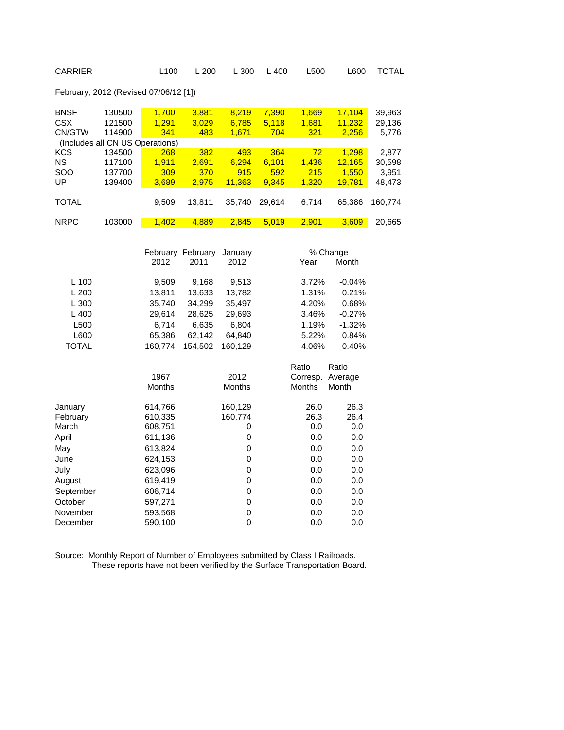| CARRIER | | L100 | L 200 | L 300 | L 400 | L500 | L600 | TOTAL |
|---|---|---|---|---|---|---|---|---|
| February, 2012 (Revised 07/06/12 [1]) | | | | | | | | |
| BNSF | 130500 | 1,700 | 3,881 | 8,219 | 7,390 | 1,669 | 17,104 | 39,963 |
| CSX | 121500 | 1,291 | 3,029 | 6,785 | 5,118 | 1,681 | 11,232 | 29,136 |
| CN/GTW | 114900 | 341 | 483 | 1,671 | 704 | 321 | 2,256 | 5,776 |
| (Includes all CN US Operations) | | | | | | | | |
| KCS | 134500 | 268 | 382 | 493 | 364 | 72 | 1,298 | 2,877 |
| NS | 117100 | 1,911 | 2,691 | 6,294 | 6,101 | 1,436 | 12,165 | 30,598 |
| SOO | 137700 | 309 | 370 | 915 | 592 | 215 | 1,550 | 3,951 |
| UP | 139400 | 3,689 | 2,975 | 11,363 | 9,345 | 1,320 | 19,781 | 48,473 |
| TOTAL | | 9,509 | 13,811 | 35,740 | 29,614 | 6,714 | 65,386 | 160,774 |
| NRPC | 103000 | 1,402 | 4,889 | 2,845 | 5,019 | 2,901 | 3,609 | 20,665 |

| | February 2012 | February 2011 | January 2012 | % Change Year | % Change Month |
|---|---|---|---|---|---|
| L 100 | 9,509 | 9,168 | 9,513 | 3.72% | -0.04% |
| L 200 | 13,811 | 13,633 | 13,782 | 1.31% | 0.21% |
| L 300 | 35,740 | 34,299 | 35,497 | 4.20% | 0.68% |
| L 400 | 29,614 | 28,625 | 29,693 | 3.46% | -0.27% |
| L500 | 6,714 | 6,635 | 6,804 | 1.19% | -1.32% |
| L600 | 65,386 | 62,142 | 64,840 | 5.22% | 0.84% |
| TOTAL | 160,774 | 154,502 | 160,129 | 4.06% | 0.40% |

| | 1967 Months | 2012 Months | Ratio Corresp. Months | Ratio Average Month |
|---|---|---|---|---|
| January | 614,766 | 160,129 | 26.0 | 26.3 |
| February | 610,335 | 160,774 | 26.3 | 26.4 |
| March | 608,751 | 0 | 0.0 | 0.0 |
| April | 611,136 | 0 | 0.0 | 0.0 |
| May | 613,824 | 0 | 0.0 | 0.0 |
| June | 624,153 | 0 | 0.0 | 0.0 |
| July | 623,096 | 0 | 0.0 | 0.0 |
| August | 619,419 | 0 | 0.0 | 0.0 |
| September | 606,714 | 0 | 0.0 | 0.0 |
| October | 597,271 | 0 | 0.0 | 0.0 |
| November | 593,568 | 0 | 0.0 | 0.0 |
| December | 590,100 | 0 | 0.0 | 0.0 |

Source: Monthly Report of Number of Employees submitted by Class I Railroads.
These reports have not been verified by the Surface Transportation Board.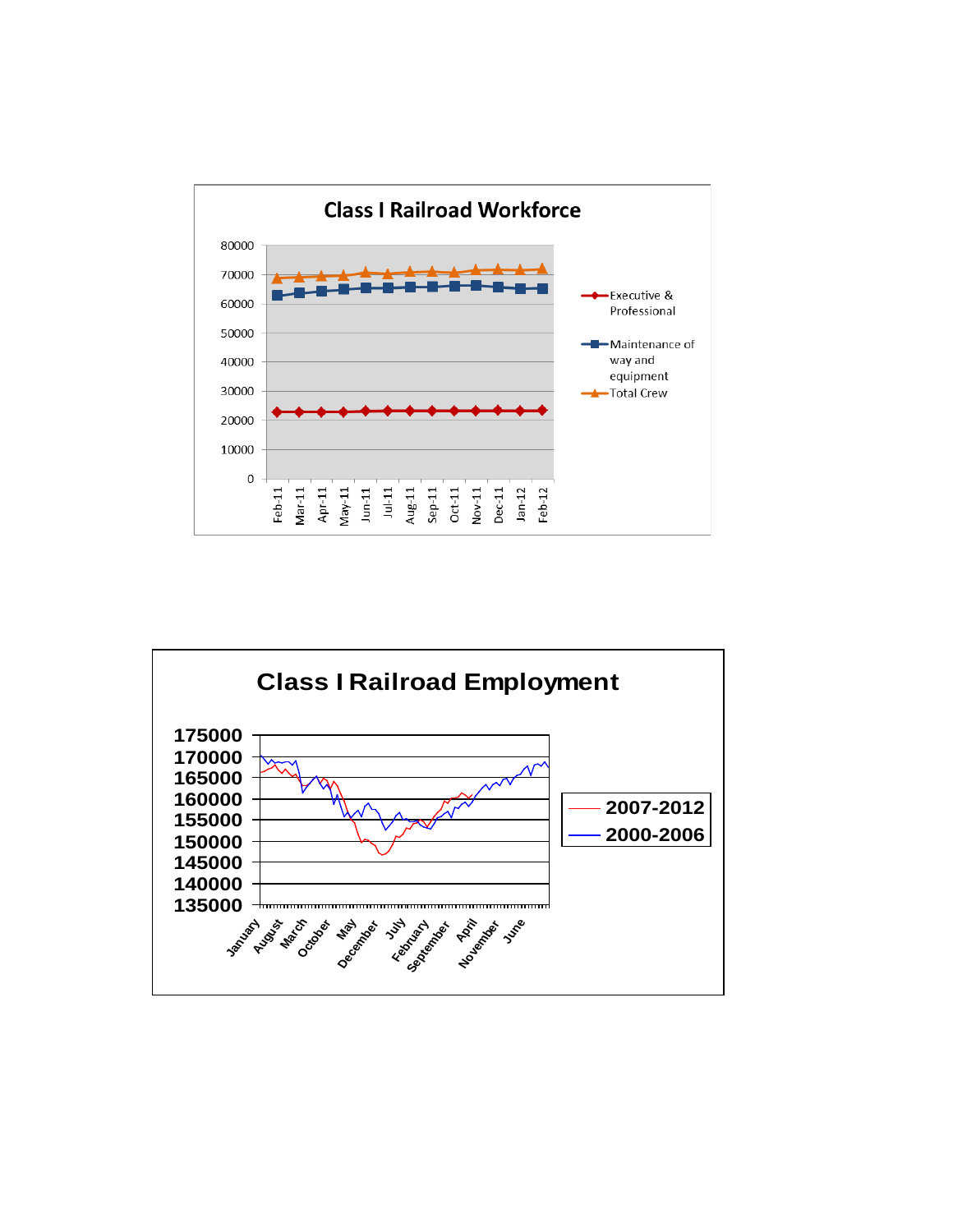Class I Railroad Workforce

80000
70000
60000
50000
40000
30000
20000
10000
0

Feb-11
Mar-11
Apr-11
May-11
Jun-11
Jul-11
Aug-11
Sep-11
Oct-11
Nov-11
Dec-11
Jan-12
Feb-12

Executive & Professional

Maintenance of way and equipment

Total Crew

Class I Railroad Employment

175000
170000
165000
160000
155000
150000
145000
140000
135000

January
August
March
October
May
December
July
February
September
April
November
June

2007-2012

2000-2006